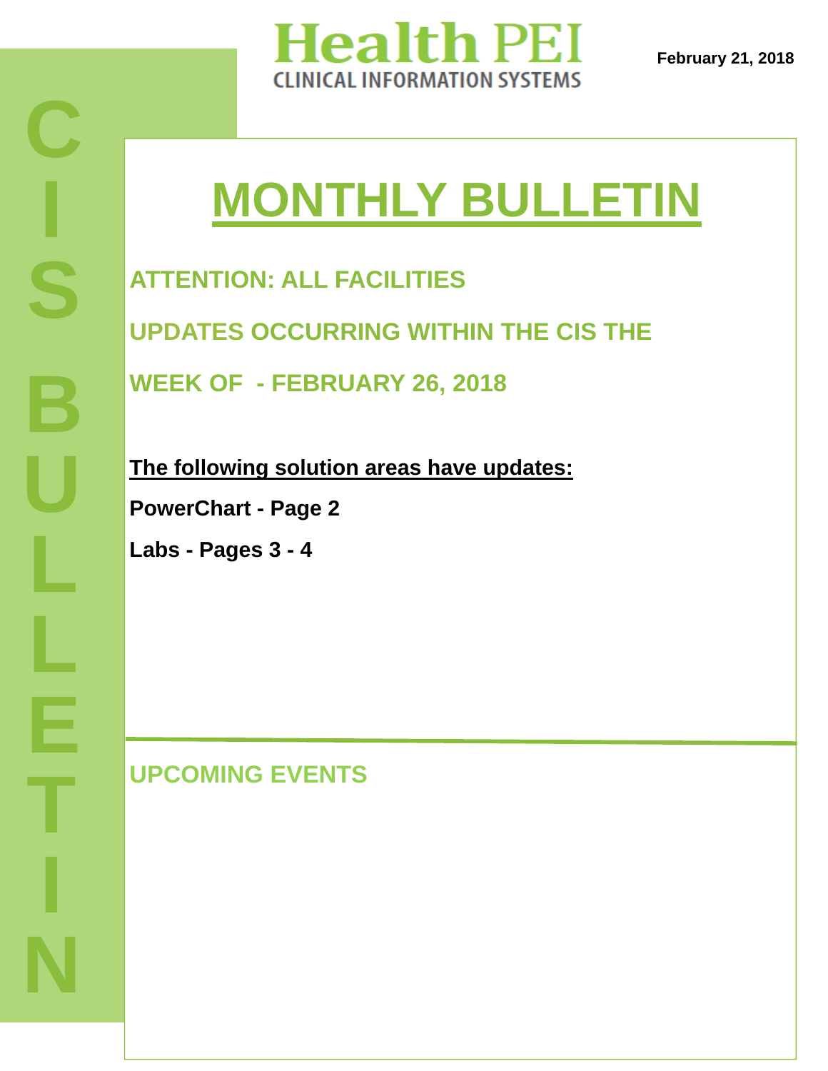# Health PEI

CLINICAL INFORMATION SYSTEMS

February 21, 2018

CIS BULLETIN

# MONTHLY BULLETIN

## ATTENTION: ALL FACILITIES

## UPDATES OCCURRING WITHIN THE CIS THE WEEK OF - FEBRUARY 26, 2018

**The following solution areas have updates:**

**PowerChart - Page 2**

**Labs - Pages 3 - 4**

## UPCOMING EVENTS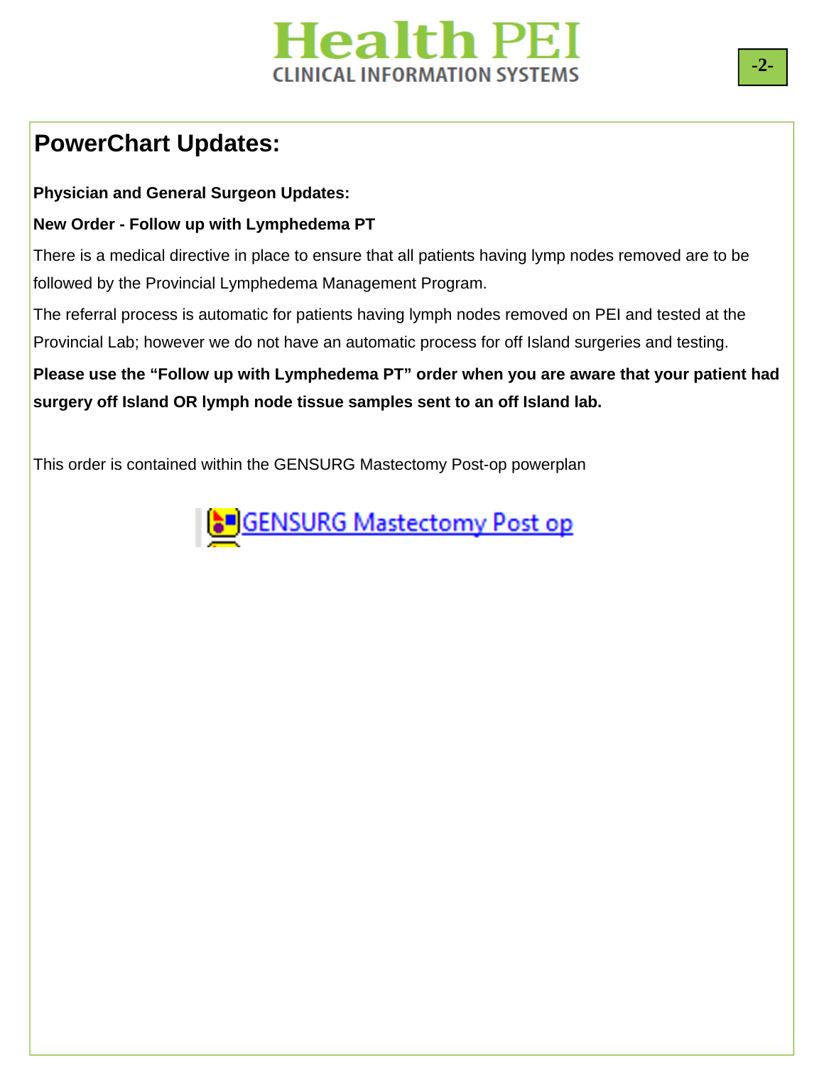# PowerChart Updates:

**Physician and General Surgeon Updates:**

**New Order - Follow up with Lymphedema PT**

There is a medical directive in place to ensure that all patients having lymp nodes removed are to be followed by the Provincial Lymphedema Management Program.

The referral process is automatic for patients having lymph nodes removed on PEI and tested at the Provincial Lab; however we do not have an automatic process for off Island surgeries and testing.

**Please use the "Follow up with Lymphedema PT" order when you are aware that your patient had surgery off Island OR lymph node tissue samples sent to an off Island lab.**

This order is contained within the GENSURG Mastectomy Post-op powerplan

GENSURG Mastectomy Post op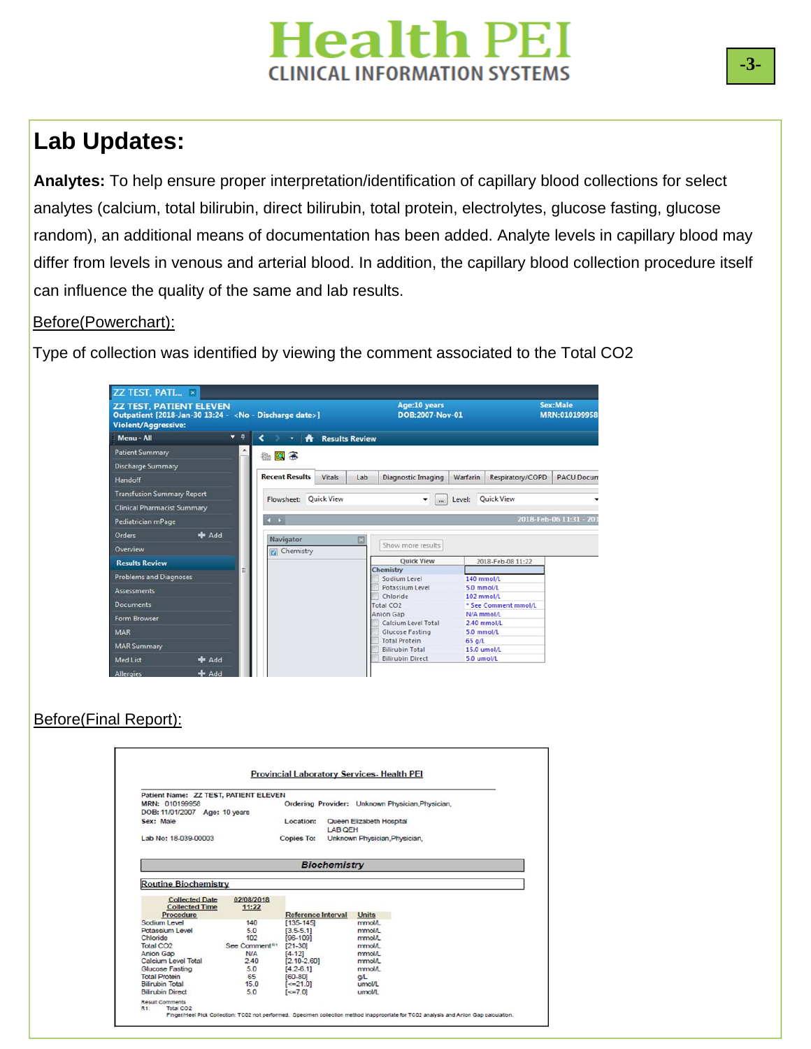# Lab Updates:

**Analytes:** To help ensure proper interpretation/identification of capillary blood collections for select analytes (calcium, total bilirubin, direct bilirubin, total protein, electrolytes, glucose fasting, glucose random), an additional means of documentation has been added. Analyte levels in capillary blood may differ from levels in venous and arterial blood. In addition, the capillary blood collection procedure itself can influence the quality of the same and lab results.

Before(Powerchart):

Type of collection was identified by viewing the comment associated to the Total CO2

Before(Final Report):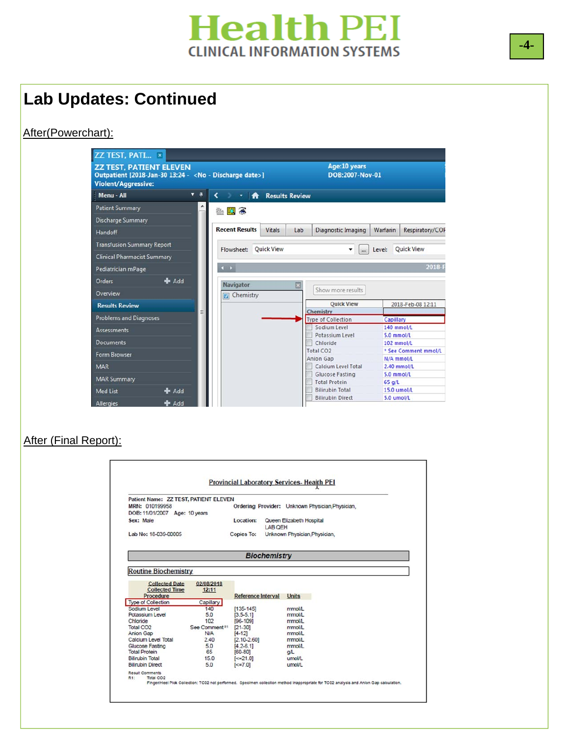# Lab Updates: Continued

After(Powerchart):

ZZ TEST, PATI...

ZZ TEST, PATIENT ELEVEN
Outpatient [2018-Jan-30 13:24 - <No - Discharge date>]
Violent/Aggressive:
Age:10 years
DOB:2007-Nov-01

Menu - All

- Patient Summary
- Discharge Summary
- Handoff
- Transfusion Summary Report
- Clinical Pharmacist Summary
- Pediatrician mPage
- Orders + Add
- Overview
- Results Review
- Problems and Diagnoses
- Assessments
- Documents
- Form Browser
- MAR
- MAR Summary
- Med List + Add
- Allergies + Add

Results Review

Recent Results | Vitals | Lab | Diagnostic Imaging | Warfarin | Respiratory/COF

Flowsheet: Quick View Level: Quick View

Navigator
- Chemistry

Show more results

| Quick View | 2018-Feb-08 12:11 |
|---|---|
| Chemistry | |
| Type of Collection | Capillary |
| Sodium Level | 140 mmol/L |
| Potassium Level | 5.0 mmol/L |
| Chloride | 102 mmol/L |
| Total CO2 | * See Comment mmol/L |
| Anion Gap | N/A mmol/L |
| Calcium Level Total | 2.40 mmol/L |
| Glucose Fasting | 5.0 mmol/L |
| Total Protein | 65 g/L |
| Bilirubin Total | 15.0 umol/L |
| Bilirubin Direct | 5.0 umol/L |

After (Final Report):

Provincial Laboratory Services- Health PEI

Patient Name: ZZ TEST, PATIENT ELEVEN
MRN: 010199958
DOB: 11/01/2007 Age: 10 years
Sex: Male
Lab No: 18-039-00005

Ordering Provider: Unknown Physician,Physician,
Location: Queen Elizabeth Hospital LAB QEH
Copies To: Unknown Physician,Physician,

**Biochemistry**

Routine Biochemistry

| Collected Date / Collected Time / Procedure | 02/08/2018 12:11 | Reference Interval | Units |
|---|---|---|---|
| Type of Collection | Capillary | | |
| Sodium Level | 140 | [135-145] | mmol/L |
| Potassium Level | 5.0 | [3.5-5.1] | mmol/L |
| Chloride | 102 | [96-109] | mmol/L |
| Total CO2 | See Comment R1 | [21-30] | mmol/L |
| Anion Gap | N/A | [4-12] | mmol/L |
| Calcium Level Total | 2.40 | [2.10-2.60] | mmol/L |
| Glucose Fasting | 5.0 | [4.2-6.1] | mmol/L |
| Total Protein | 65 | [60-80] | g/L |
| Bilirubin Total | 15.0 | [<=21.0] | umol/L |
| Bilirubin Direct | 5.0 | [<=7.0] | umol/L |

Result Comments
R1: Total CO2
FingerHeel Pick Collection: TCO2 not performed. Specimen collection method inappropriate for TCO2 analysis and Anion Gap calculation.